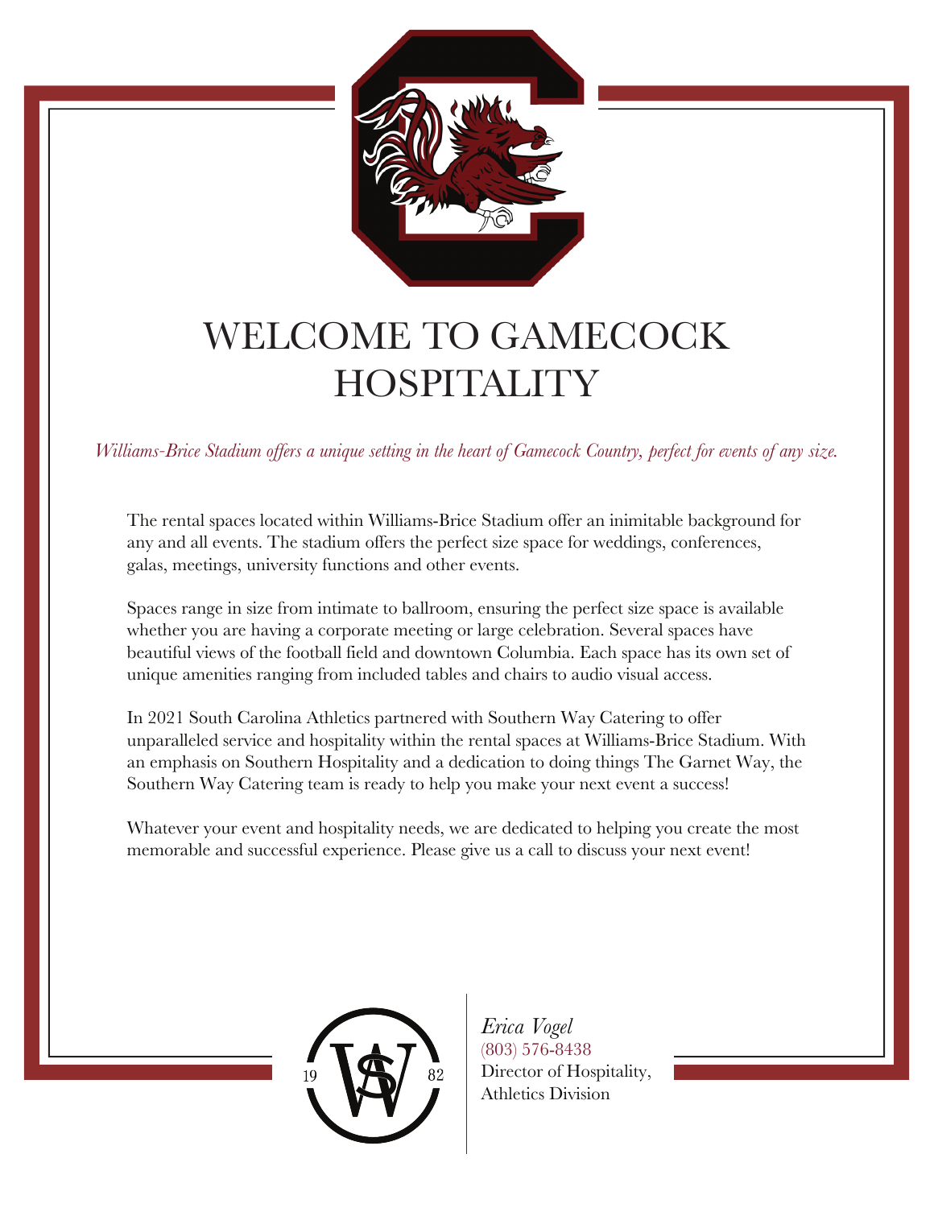# WELCOME TO GAMECOCK HOSPITALITY

*Williams-Brice Stadium offers a unique setting in the heart of Gamecock Country, perfect for events of any size.*

The rental spaces located within Williams-Brice Stadium offer an inimitable background for any and all events. The stadium offers the perfect size space for weddings, conferences, galas, meetings, university functions and other events.

Spaces range in size from intimate to ballroom, ensuring the perfect size space is available whether you are having a corporate meeting or large celebration. Several spaces have beautiful views of the football field and downtown Columbia. Each space has its own set of unique amenities ranging from included tables and chairs to audio visual access.

In 2021 South Carolina Athletics partnered with Southern Way Catering to offer unparalleled service and hospitality within the rental spaces at Williams-Brice Stadium. With an emphasis on Southern Hospitality and a dedication to doing things The Garnet Way, the Southern Way Catering team is ready to help you make your next event a success!

Whatever your event and hospitality needs, we are dedicated to helping you create the most memorable and successful experience. Please give us a call to discuss your next event!

19 SW 82

*Erica Vogel*
(803) 576-8438
Director of Hospitality,
Athletics Division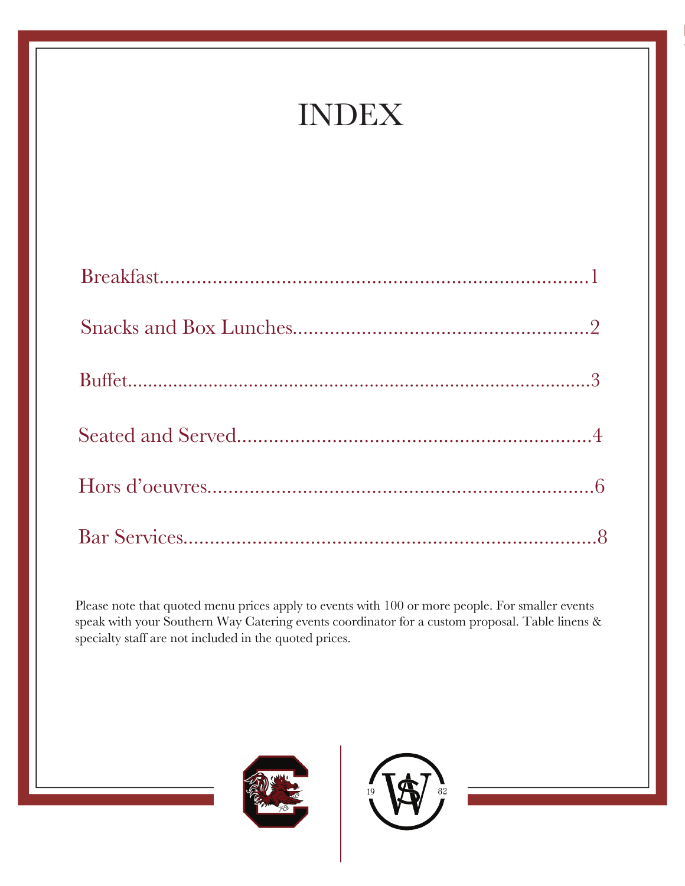# INDEX

Breakfast........................................................................1

Snacks and Box Lunches........................................................2

Buffet...........................................................................3

Seated and Served...............................................................4

Hors d'oeuvres..................................................................6

Bar Services....................................................................8

Please note that quoted menu prices apply to events with 100 or more people. For smaller events speak with your Southern Way Catering events coordinator for a custom proposal. Table linens & specialty staff are not included in the quoted prices.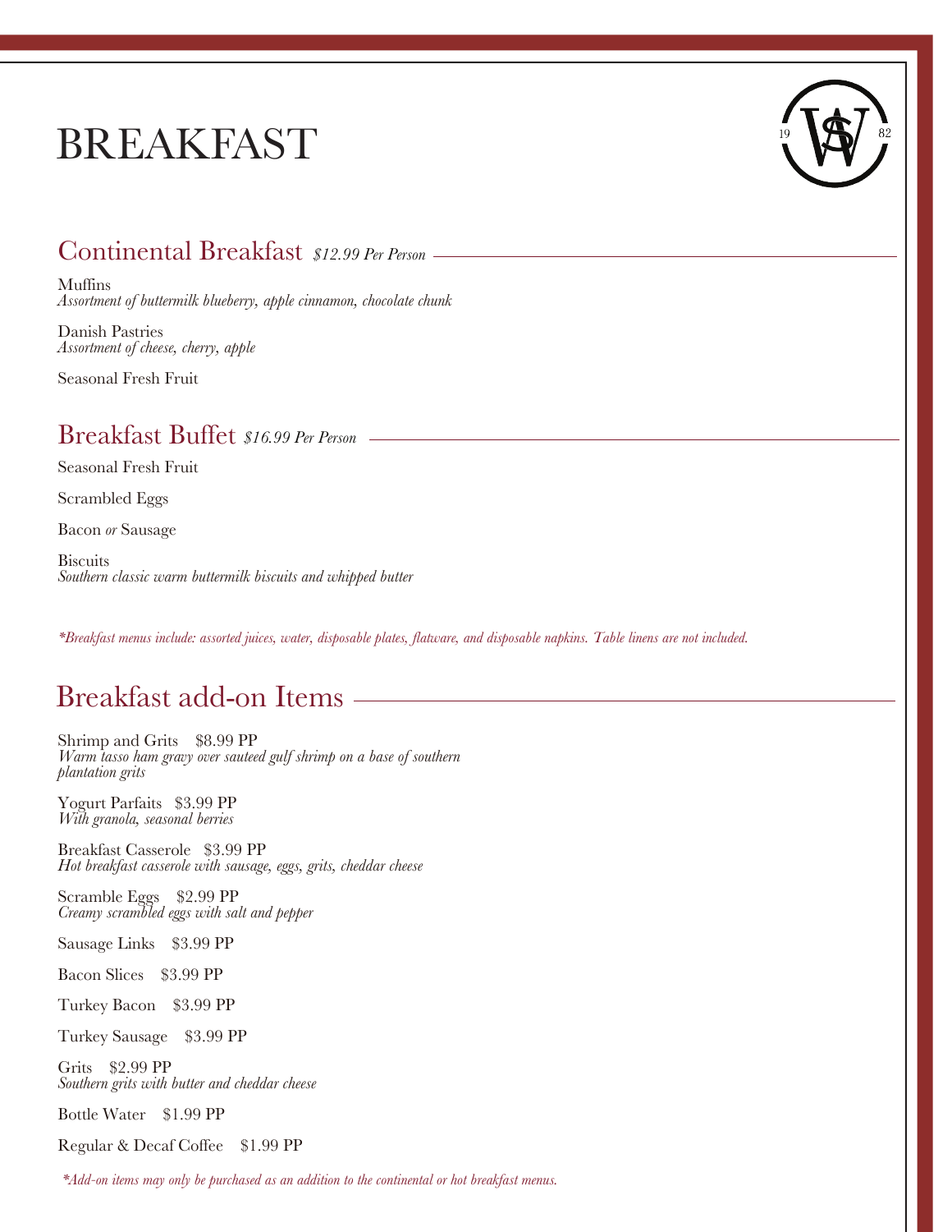# BREAKFAST

## Continental Breakfast *$12.99 Per Person*

Muffins
*Assortment of buttermilk blueberry, apple cinnamon, chocolate chunk*

Danish Pastries
*Assortment of cheese, cherry, apple*

Seasonal Fresh Fruit

## Breakfast Buffet *$16.99 Per Person*

Seasonal Fresh Fruit

Scrambled Eggs

Bacon *or* Sausage

Biscuits
*Southern classic warm buttermilk biscuits and whipped butter*

*\*Breakfast menus include: assorted juices, water, disposable plates, flatware, and disposable napkins. Table linens are not included.*

## Breakfast add-on Items

Shrimp and Grits $8.99 PP
*Warm tasso ham gravy over sauteed gulf shrimp on a base of southern plantation grits*

Yogurt Parfaits $3.99 PP
*With granola, seasonal berries*

Breakfast Casserole $3.99 PP
*Hot breakfast casserole with sausage, eggs, grits, cheddar cheese*

Scramble Eggs $2.99 PP
*Creamy scrambled eggs with salt and pepper*

Sausage Links $3.99 PP

Bacon Slices $3.99 PP

Turkey Bacon $3.99 PP

Turkey Sausage $3.99 PP

Grits $2.99 PP
*Southern grits with butter and cheddar cheese*

Bottle Water $1.99 PP

Regular & Decaf Coffee $1.99 PP

*\*Add-on items may only be purchased as an addition to the continental or hot breakfast menus.*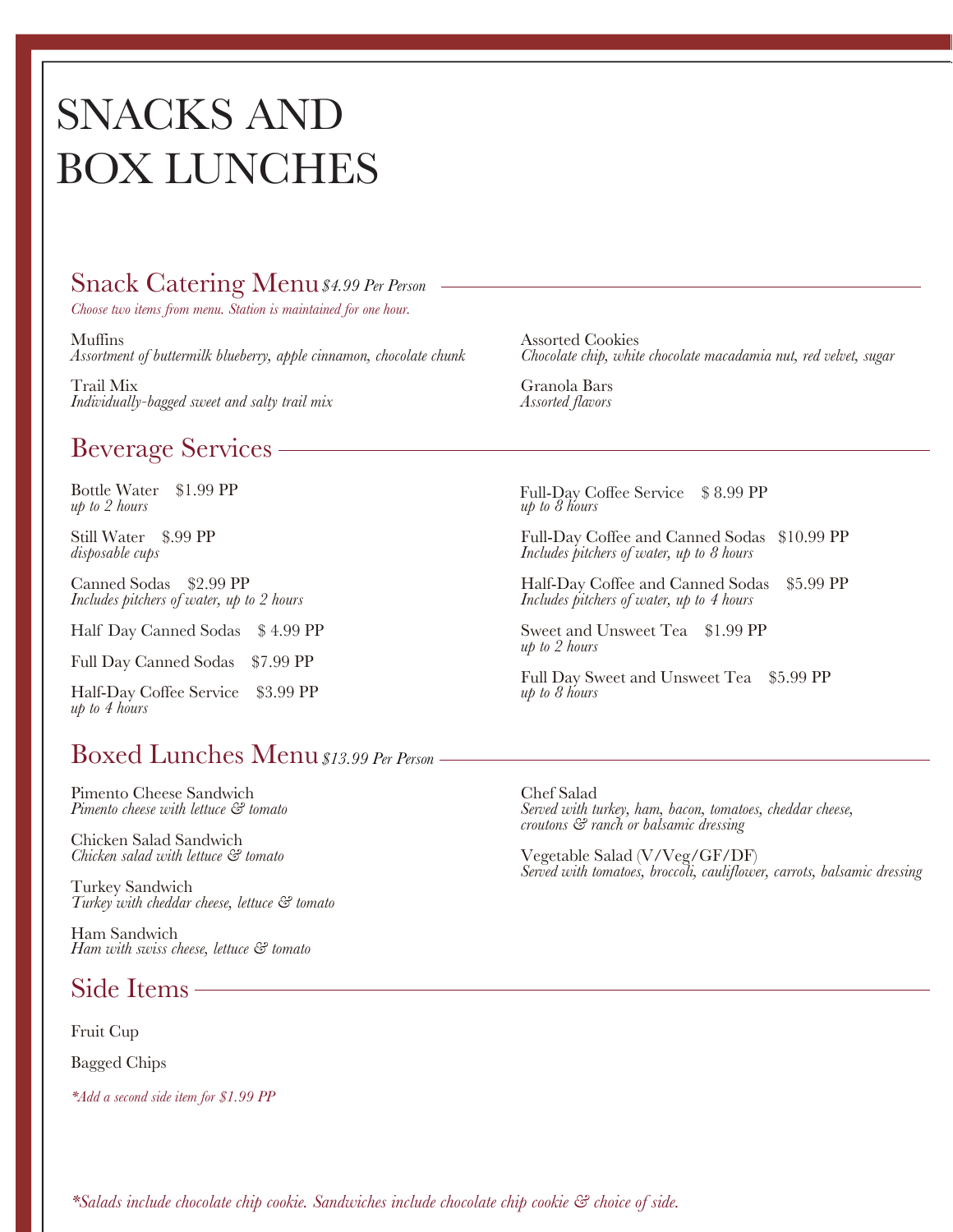# SNACKS AND BOX LUNCHES

## Snack Catering Menu *$4.99 Per Person*

*Choose two items from menu. Station is maintained for one hour.*

Muffins
*Assortment of buttermilk blueberry, apple cinnamon, chocolate chunk*

Trail Mix
*Individually-bagged sweet and salty trail mix*

Assorted Cookies
*Chocolate chip, white chocolate macadamia nut, red velvet, sugar*

Granola Bars
*Assorted flavors*

## Beverage Services

Bottle Water $1.99 PP
*up to 2 hours*

Still Water $.99 PP
*disposable cups*

Canned Sodas $2.99 PP
*Includes pitchers of water, up to 2 hours*

Half Day Canned Sodas $ 4.99 PP

Full Day Canned Sodas $7.99 PP

Half-Day Coffee Service $3.99 PP
*up to 4 hours*

Full-Day Coffee Service $ 8.99 PP
*up to 8 hours*

Full-Day Coffee and Canned Sodas $10.99 PP
*Includes pitchers of water, up to 8 hours*

Half-Day Coffee and Canned Sodas $5.99 PP
*Includes pitchers of water, up to 4 hours*

Sweet and Unsweet Tea $1.99 PP
*up to 2 hours*

Full Day Sweet and Unsweet Tea $5.99 PP
*up to 8 hours*

## Boxed Lunches Menu *$13.99 Per Person*

Pimento Cheese Sandwich
*Pimento cheese with lettuce & tomato*

Chicken Salad Sandwich
*Chicken salad with lettuce & tomato*

Turkey Sandwich
*Turkey with cheddar cheese, lettuce & tomato*

Ham Sandwich
*Ham with swiss cheese, lettuce & tomato*

Chef Salad
*Served with turkey, ham, bacon, tomatoes, cheddar cheese, croutons & ranch or balsamic dressing*

Vegetable Salad (V/Veg/GF/DF)
*Served with tomatoes, broccoli, cauliflower, carrots, balsamic dressing*

## Side Items

Fruit Cup

Bagged Chips

**Add a second side item for $1.99 PP*

**Salads include chocolate chip cookie. Sandwiches include chocolate chip cookie & choice of side.*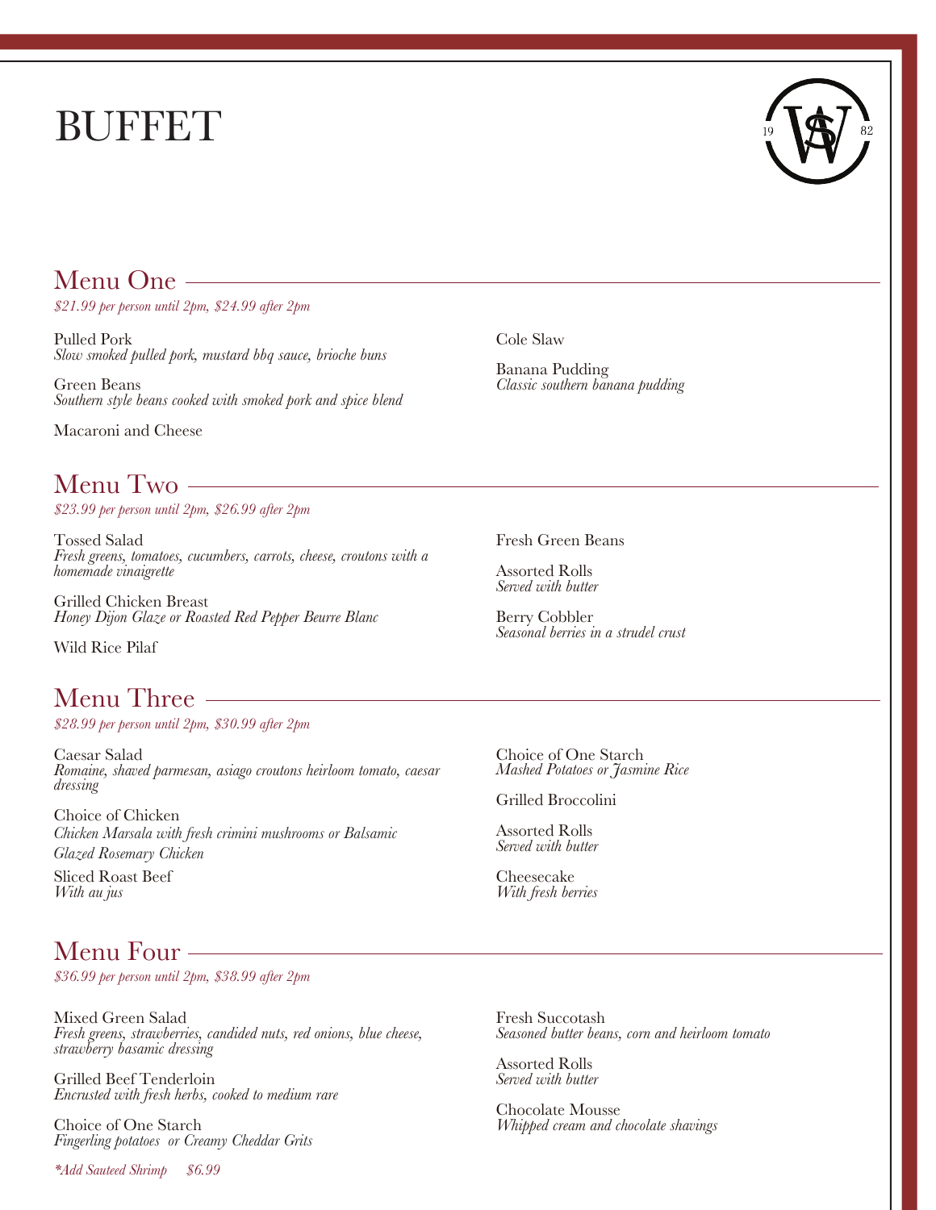# BUFFET

## Menu One

*$21.99 per person until 2pm, $24.99 after 2pm*

Pulled Pork
*Slow smoked pulled pork, mustard bbq sauce, brioche buns*

Green Beans
*Southern style beans cooked with smoked pork and spice blend*

Macaroni and Cheese

Cole Slaw

Banana Pudding
*Classic southern banana pudding*

## Menu Two

*$23.99 per person until 2pm, $26.99 after 2pm*

Tossed Salad
*Fresh greens, tomatoes, cucumbers, carrots, cheese, croutons with a homemade vinaigrette*

Grilled Chicken Breast
*Honey Dijon Glaze or Roasted Red Pepper Beurre Blanc*

Wild Rice Pilaf

Fresh Green Beans

Assorted Rolls
*Served with butter*

Berry Cobbler
*Seasonal berries in a strudel crust*

## Menu Three

*$28.99 per person until 2pm, $30.99 after 2pm*

Caesar Salad
*Romaine, shaved parmesan, asiago croutons heirloom tomato, caesar dressing*

Choice of Chicken
*Chicken Marsala with fresh crimini mushrooms or Balsamic Glazed Rosemary Chicken*

Sliced Roast Beef
*With au jus*

Choice of One Starch
*Mashed Potatoes or Jasmine Rice*

Grilled Broccolini

Assorted Rolls
*Served with butter*

Cheesecake
*With fresh berries*

## Menu Four

*$36.99 per person until 2pm, $38.99 after 2pm*

Mixed Green Salad
*Fresh greens, strawberries, candided nuts, red onions, blue cheese, strawberry basamic dressing*

Grilled Beef Tenderloin
*Encrusted with fresh herbs, cooked to medium rare*

Choice of One Starch
*Fingerling potatoes or Creamy Cheddar Grits*

*\*Add Sauteed Shrimp $6.99*

Fresh Succotash
*Seasoned butter beans, corn and heirloom tomato*

Assorted Rolls
*Served with butter*

Chocolate Mousse
*Whipped cream and chocolate shavings*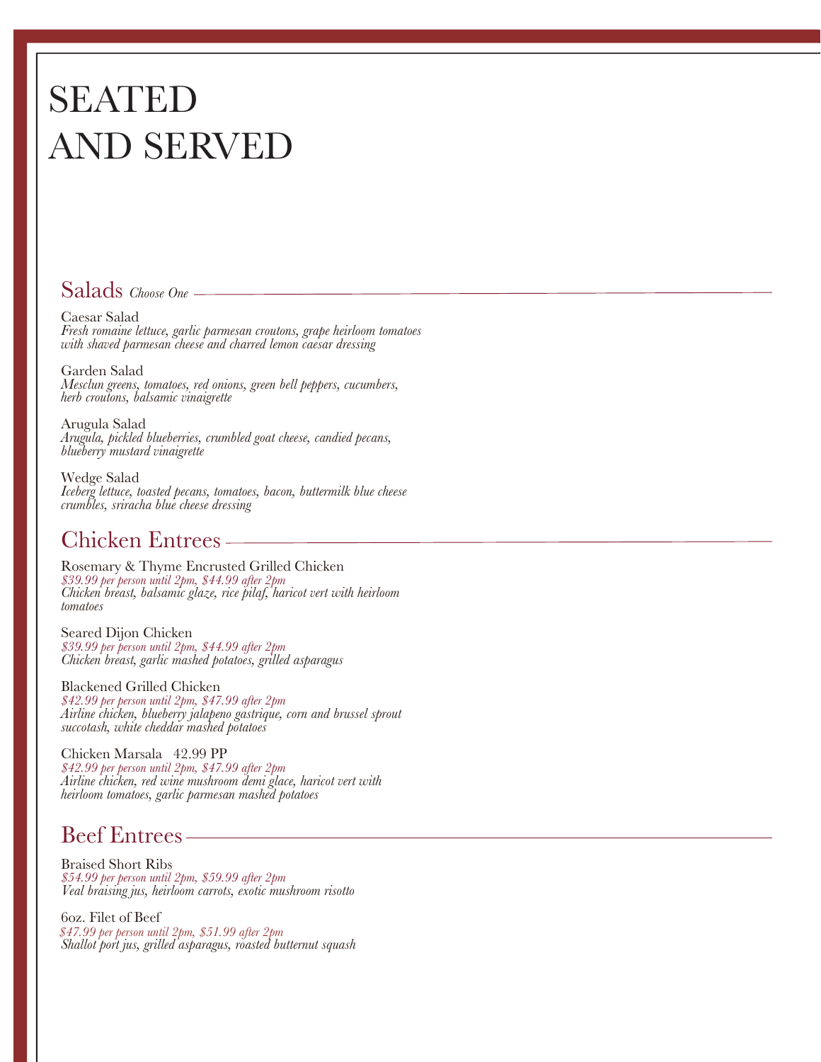# SEATED AND SERVED

## Salads *Choose One*

Caesar Salad
*Fresh romaine lettuce, garlic parmesan croutons, grape heirloom tomatoes with shaved parmesan cheese and charred lemon caesar dressing*

Garden Salad
*Mesclun greens, tomatoes, red onions, green bell peppers, cucumbers, herb croutons, balsamic vinaigrette*

Arugula Salad
*Arugula, pickled blueberries, crumbled goat cheese, candied pecans, blueberry mustard vinaigrette*

Wedge Salad
*Iceberg lettuce, toasted pecans, tomatoes, bacon, buttermilk blue cheese crumbles, sriracha blue cheese dressing*

## Chicken Entrees

Rosemary & Thyme Encrusted Grilled Chicken
*$39.99 per person until 2pm, $44.99 after 2pm*
*Chicken breast, balsamic glaze, rice pilaf, haricot vert with heirloom tomatoes*

Seared Dijon Chicken
*$39.99 per person until 2pm, $44.99 after 2pm*
*Chicken breast, garlic mashed potatoes, grilled asparagus*

Blackened Grilled Chicken
*$42.99 per person until 2pm, $47.99 after 2pm*
*Airline chicken, blueberry jalapeno gastrique, corn and brussel sprout succotash, white cheddar mashed potatoes*

Chicken Marsala 42.99 PP
*$42.99 per person until 2pm, $47.99 after 2pm*
*Airline chicken, red wine mushroom demi glace, haricot vert with heirloom tomatoes, garlic parmesan mashed potatoes*

## Beef Entrees

Braised Short Ribs
*$54.99 per person until 2pm, $59.99 after 2pm*
*Veal braising jus, heirloom carrots, exotic mushroom risotto*

6oz. Filet of Beef
*$47.99 per person until 2pm, $51.99 after 2pm*
*Shallot port jus, grilled asparagus, roasted butternut squash*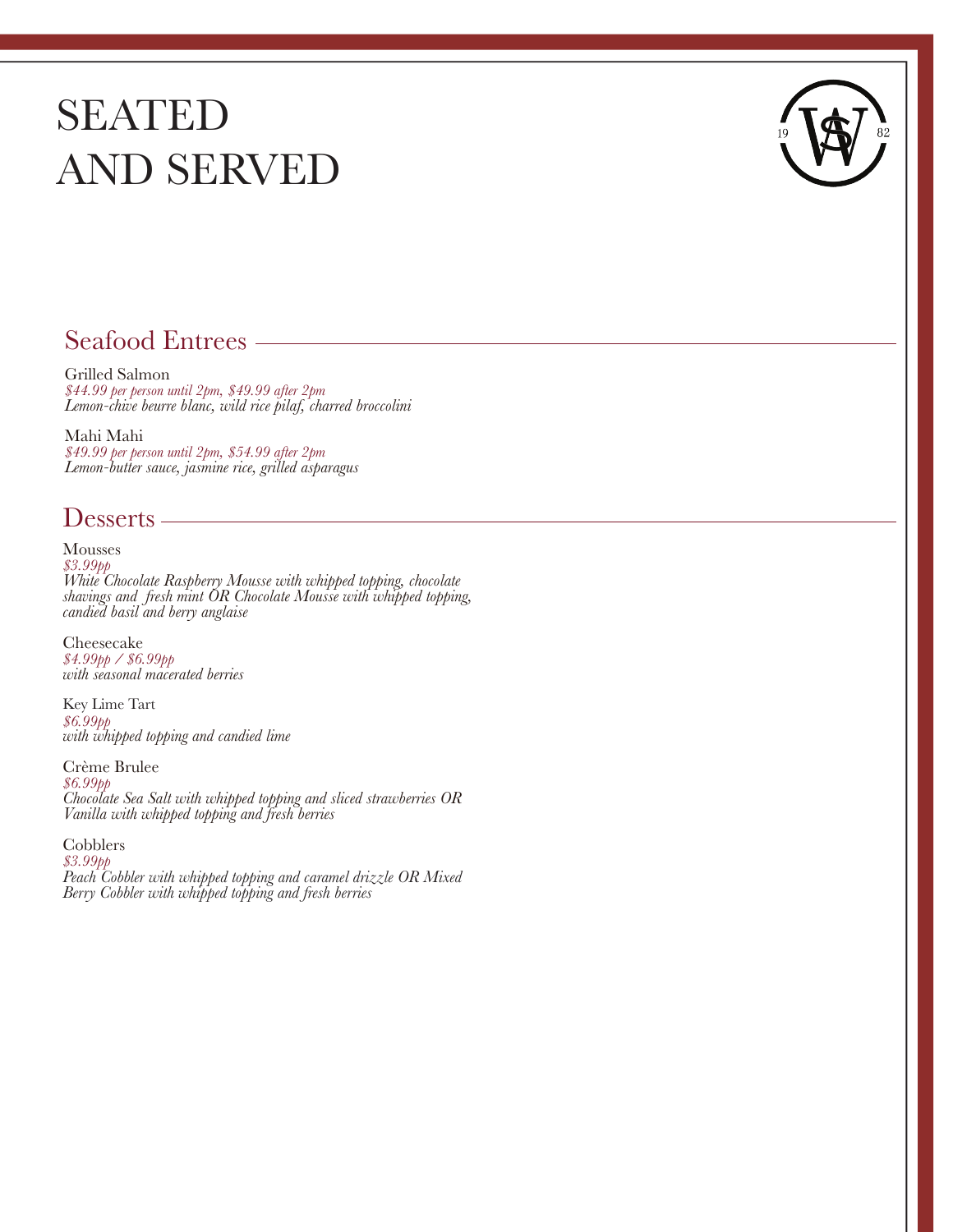# SEATED AND SERVED

## Seafood Entrees

Grilled Salmon
*$44.99 per person until 2pm, $49.99 after 2pm*
*Lemon-chive beurre blanc, wild rice pilaf, charred broccolini*

Mahi Mahi
*$49.99 per person until 2pm, $54.99 after 2pm*
*Lemon-butter sauce, jasmine rice, grilled asparagus*

## Desserts

Mousses
*$3.99pp*
*White Chocolate Raspberry Mousse with whipped topping, chocolate shavings and fresh mint OR Chocolate Mousse with whipped topping, candied basil and berry anglaise*

Cheesecake
*$4.99pp / $6.99pp*
*with seasonal macerated berries*

Key Lime Tart
*$6.99pp*
*with whipped topping and candied lime*

Crème Brulee
*$6.99pp*
*Chocolate Sea Salt with whipped topping and sliced strawberries OR Vanilla with whipped topping and fresh berries*

Cobblers
*$3.99pp*
*Peach Cobbler with whipped topping and caramel drizzle OR Mixed Berry Cobbler with whipped topping and fresh berries*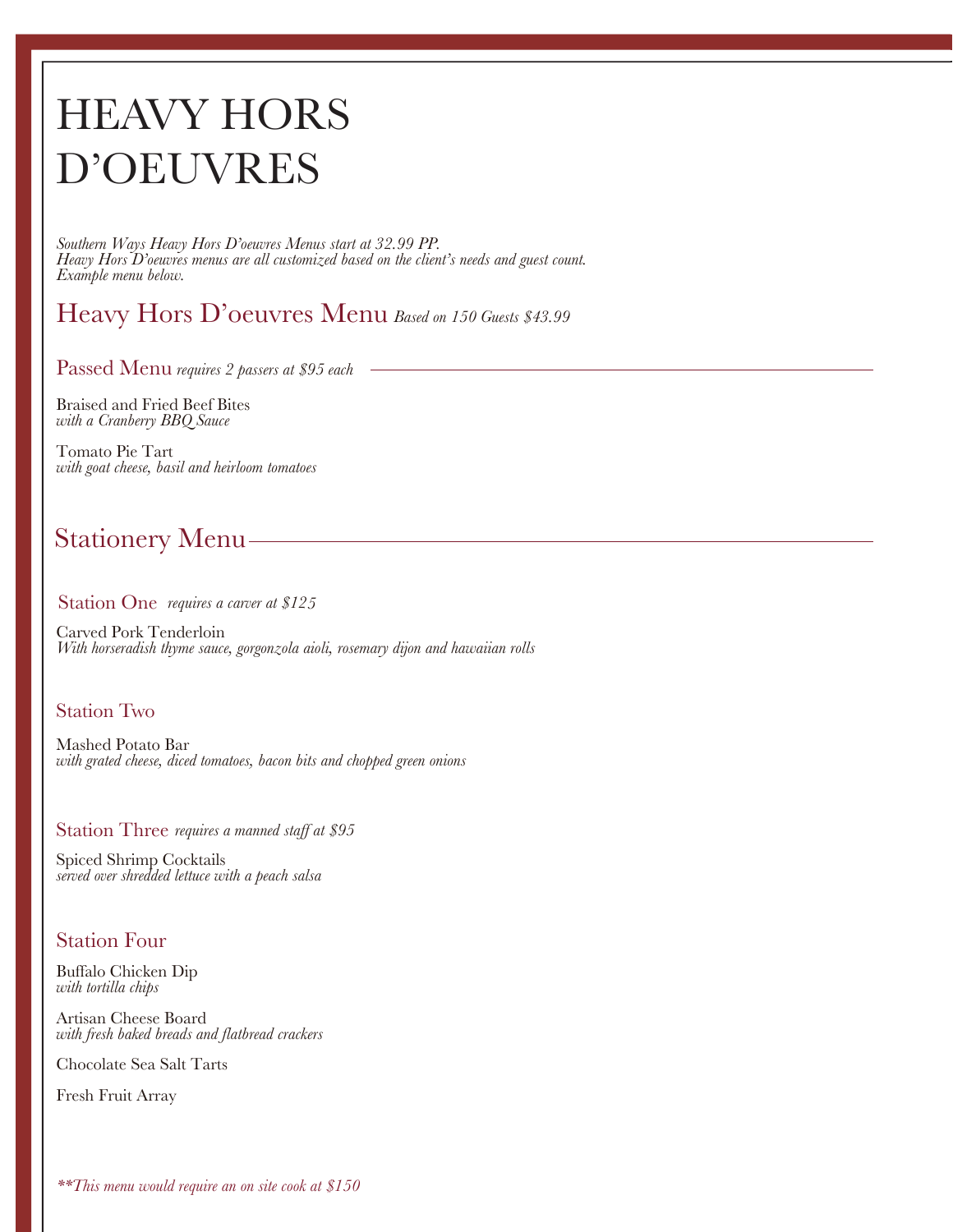# HEAVY HORS D'OEUVRES

*Southern Ways Heavy Hors D'oeuvres Menus start at 32.99 PP.*
*Heavy Hors D'oeuvres menus are all customized based on the client's needs and guest count.*
*Example menu below.*

## Heavy Hors D'oeuvres Menu *Based on 150 Guests $43.99*

### Passed Menu *requires 2 passers at $95 each*

Braised and Fried Beef Bites
*with a Cranberry BBQ Sauce*

Tomato Pie Tart
*with goat cheese, basil and heirloom tomatoes*

## Stationery Menu

### Station One *requires a carver at $125*

Carved Pork Tenderloin
*With horseradish thyme sauce, gorgonzola aioli, rosemary dijon and hawaiian rolls*

### Station Two

Mashed Potato Bar
*with grated cheese, diced tomatoes, bacon bits and chopped green onions*

### Station Three *requires a manned staff at $95*

Spiced Shrimp Cocktails
*served over shredded lettuce with a peach salsa*

### Station Four

Buffalo Chicken Dip
*with tortilla chips*

Artisan Cheese Board
*with fresh baked breads and flatbread crackers*

Chocolate Sea Salt Tarts

Fresh Fruit Array

*\*\*This menu would require an on site cook at $150*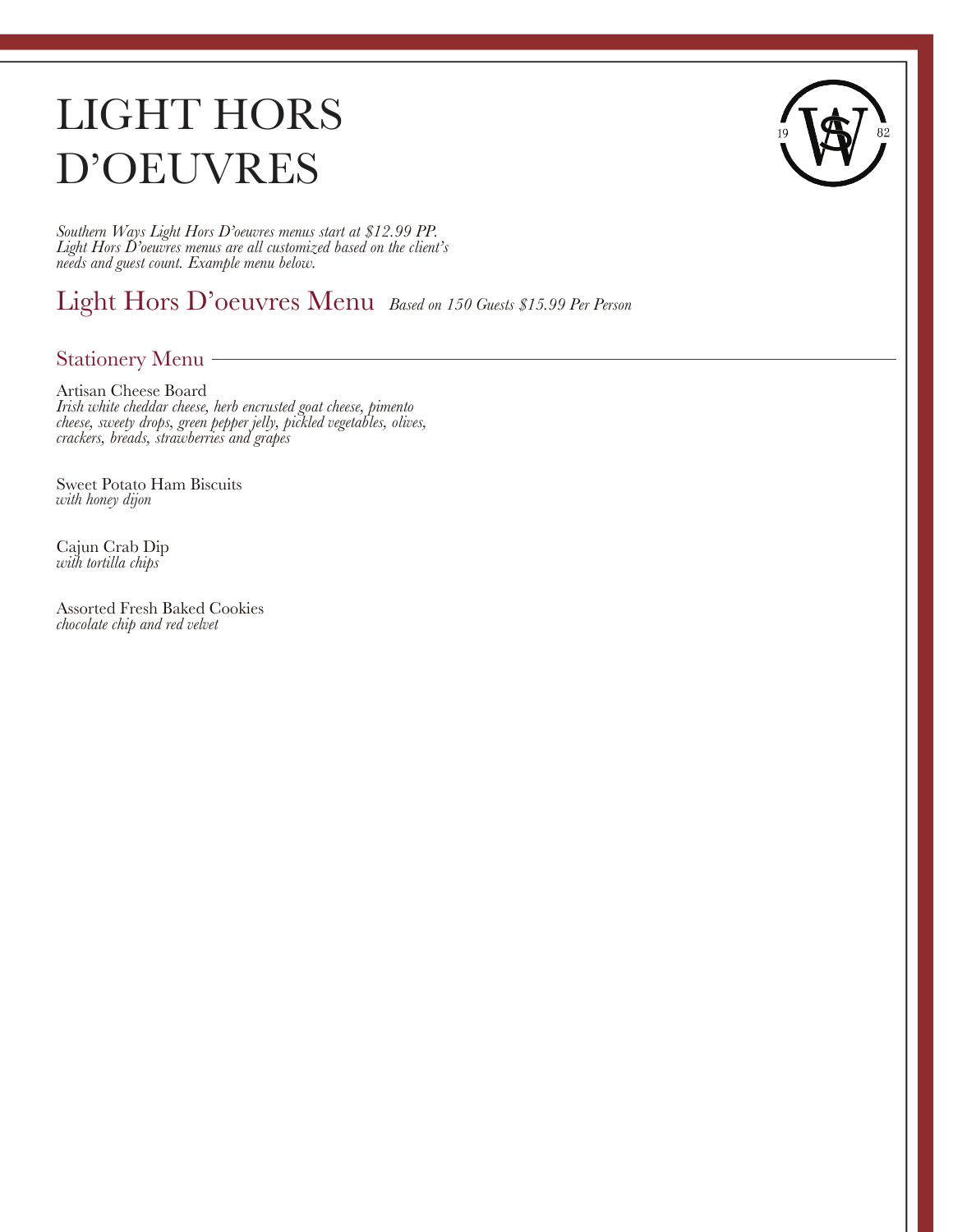# LIGHT HORS D'OEUVRES

*Southern Ways Light Hors D'oeuvres menus start at $12.99 PP. Light Hors D'oeuvres menus are all customized based on the client's needs and guest count. Example menu below.*

## Light Hors D'oeuvres Menu *Based on 150 Guests $15.99 Per Person*

### Stationery Menu

Artisan Cheese Board
*Irish white cheddar cheese, herb encrusted goat cheese, pimento cheese, sweety drops, green pepper jelly, pickled vegetables, olives, crackers, breads, strawberries and grapes*

Sweet Potato Ham Biscuits
*with honey dijon*

Cajun Crab Dip
*with tortilla chips*

Assorted Fresh Baked Cookies
*chocolate chip and red velvet*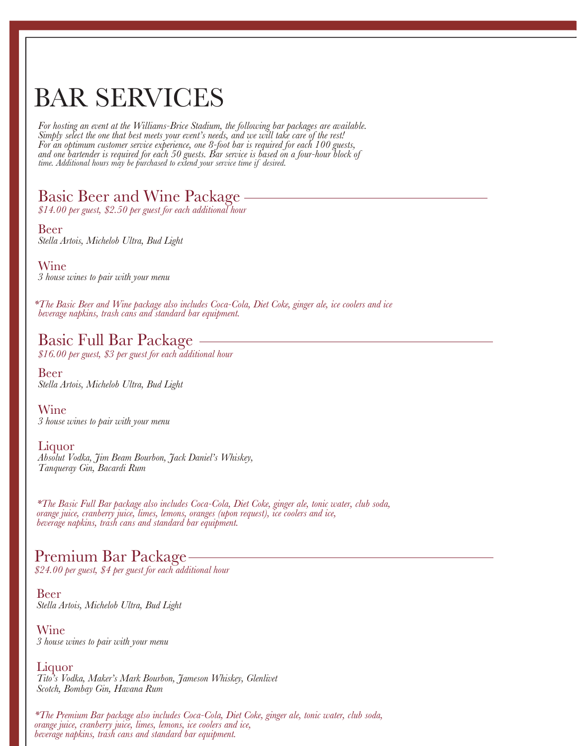# BAR SERVICES

*For hosting an event at the Williams-Brice Stadium, the following bar packages are available. Simply select the one that best meets your event's needs, and we will take care of the rest! For an optimum customer service experience, one 8-foot bar is required for each 100 guests, and one bartender is required for each 50 guests. Bar service is based on a four-hour block of time. Additional hours may be purchased to extend your service time if desired.*

## Basic Beer and Wine Package

*$14.00 per guest, $2.50 per guest for each additional hour*

### Beer

*Stella Artois, Michelob Ultra, Bud Light*

### Wine

*3 house wines to pair with your menu*

*\*The Basic Beer and Wine package also includes Coca-Cola, Diet Coke, ginger ale, ice coolers and ice beverage napkins, trash cans and standard bar equipment.*

## Basic Full Bar Package

*$16.00 per guest, $3 per guest for each additional hour*

### Beer

*Stella Artois, Michelob Ultra, Bud Light*

### Wine

*3 house wines to pair with your menu*

### Liquor

*Absolut Vodka, Jim Beam Bourbon, Jack Daniel's Whiskey, Tanqueray Gin, Bacardi Rum*

*\*The Basic Full Bar package also includes Coca-Cola, Diet Coke, ginger ale, tonic water, club soda, orange juice, cranberry juice, limes, lemons, oranges (upon request), ice coolers and ice, beverage napkins, trash cans and standard bar equipment.*

## Premium Bar Package

*$24.00 per guest, $4 per guest for each additional hour*

### Beer

*Stella Artois, Michelob Ultra, Bud Light*

### Wine

*3 house wines to pair with your menu*

### Liquor

*Tito's Vodka, Maker's Mark Bourbon, Jameson Whiskey, Glenlivet Scotch, Bombay Gin, Havana Rum*

*\*The Premium Bar package also includes Coca-Cola, Diet Coke, ginger ale, tonic water, club soda, orange juice, cranberry juice, limes, lemons, ice coolers and ice, beverage napkins, trash cans and standard bar equipment.*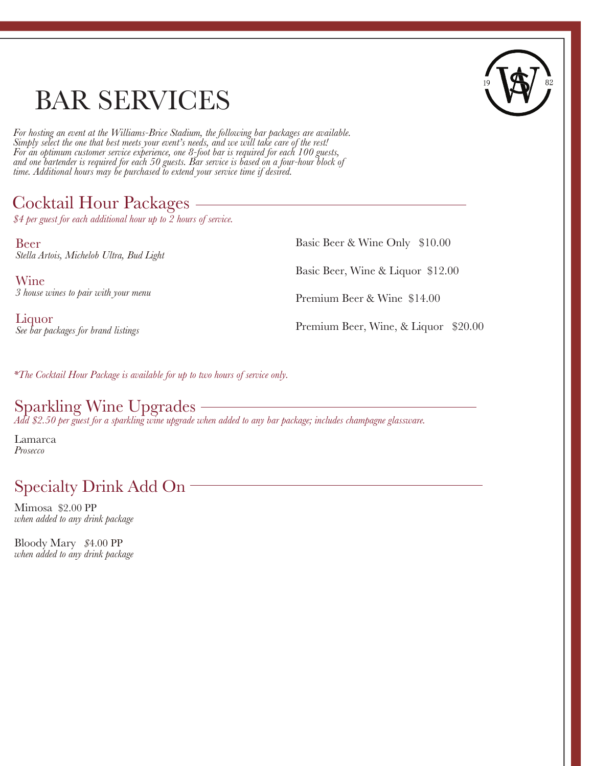# BAR SERVICES

*For hosting an event at the Williams-Brice Stadium, the following bar packages are available. Simply select the one that best meets your event's needs, and we will take care of the rest! For an optimum customer service experience, one 8-foot bar is required for each 100 guests, and one bartender is required for each 50 guests. Bar service is based on a four-hour block of time. Additional hours may be purchased to extend your service time if desired.*

## Cocktail Hour Packages

*$4 per guest for each additional hour up to 2 hours of service.*

Beer
*Stella Artois, Michelob Ultra, Bud Light*

Wine
*3 house wines to pair with your menu*

Liquor
*See bar packages for brand listings*

Basic Beer & Wine Only $10.00

Basic Beer, Wine & Liquor $12.00

Premium Beer & Wine $14.00

Premium Beer, Wine, & Liquor $20.00

*\*The Cocktail Hour Package is available for up to two hours of service only.*

## Sparkling Wine Upgrades

*Add $2.50 per guest for a sparkling wine upgrade when added to any bar package; includes champagne glassware.*

Lamarca
*Prosecco*

## Specialty Drink Add On

Mimosa $2.00 PP
*when added to any drink package*

Bloody Mary $4.00 PP
*when added to any drink package*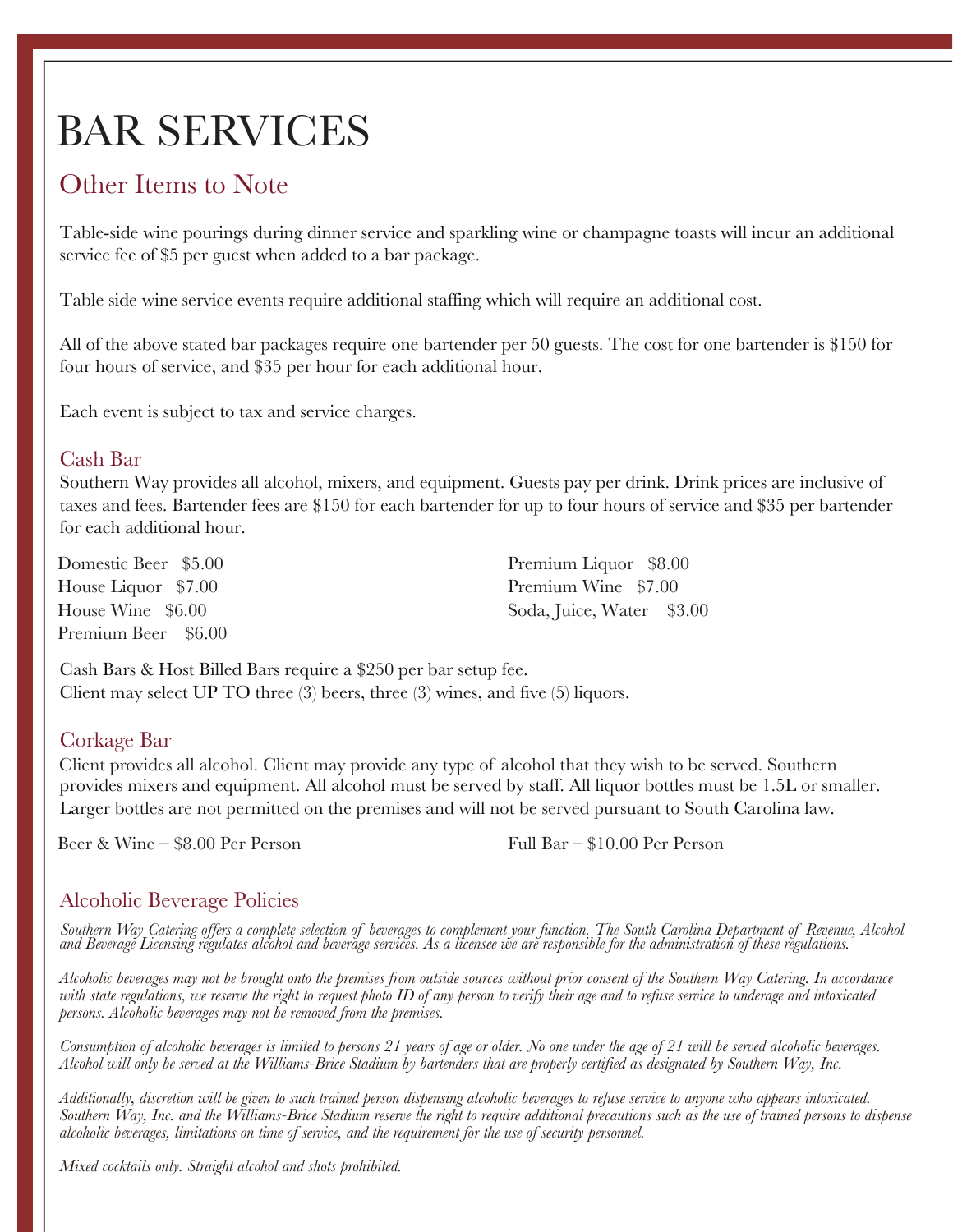# BAR SERVICES

## Other Items to Note

Table-side wine pourings during dinner service and sparkling wine or champagne toasts will incur an additional service fee of $5 per guest when added to a bar package.

Table side wine service events require additional staffing which will require an additional cost.

All of the above stated bar packages require one bartender per 50 guests. The cost for one bartender is $150 for four hours of service, and $35 per hour for each additional hour.

Each event is subject to tax and service charges.

### Cash Bar

Southern Way provides all alcohol, mixers, and equipment. Guests pay per drink. Drink prices are inclusive of taxes and fees. Bartender fees are $150 for each bartender for up to four hours of service and $35 per bartender for each additional hour.

Domestic Beer $5.00
House Liquor $7.00
House Wine $6.00
Premium Beer $6.00
Premium Liquor $8.00
Premium Wine $7.00
Soda, Juice, Water $3.00

Cash Bars & Host Billed Bars require a $250 per bar setup fee.
Client may select UP TO three (3) beers, three (3) wines, and five (5) liquors.

### Corkage Bar

Client provides all alcohol. Client may provide any type of alcohol that they wish to be served. Southern provides mixers and equipment. All alcohol must be served by staff. All liquor bottles must be 1.5L or smaller. Larger bottles are not permitted on the premises and will not be served pursuant to South Carolina law.

Beer & Wine – $8.00 Per Person
Full Bar – $10.00 Per Person

### Alcoholic Beverage Policies

*Southern Way Catering offers a complete selection of beverages to complement your function. The South Carolina Department of Revenue, Alcohol and Beverage Licensing regulates alcohol and beverage services. As a licensee we are responsible for the administration of these regulations.*

*Alcoholic beverages may not be brought onto the premises from outside sources without prior consent of the Southern Way Catering. In accordance with state regulations, we reserve the right to request photo ID of any person to verify their age and to refuse service to underage and intoxicated persons. Alcoholic beverages may not be removed from the premises.*

*Consumption of alcoholic beverages is limited to persons 21 years of age or older. No one under the age of 21 will be served alcoholic beverages. Alcohol will only be served at the Williams-Brice Stadium by bartenders that are properly certified as designated by Southern Way, Inc.*

*Additionally, discretion will be given to such trained person dispensing alcoholic beverages to refuse service to anyone who appears intoxicated. Southern Way, Inc. and the Williams-Brice Stadium reserve the right to require additional precautions such as the use of trained persons to dispense alcoholic beverages, limitations on time of service, and the requirement for the use of security personnel.*

*Mixed cocktails only. Straight alcohol and shots prohibited.*